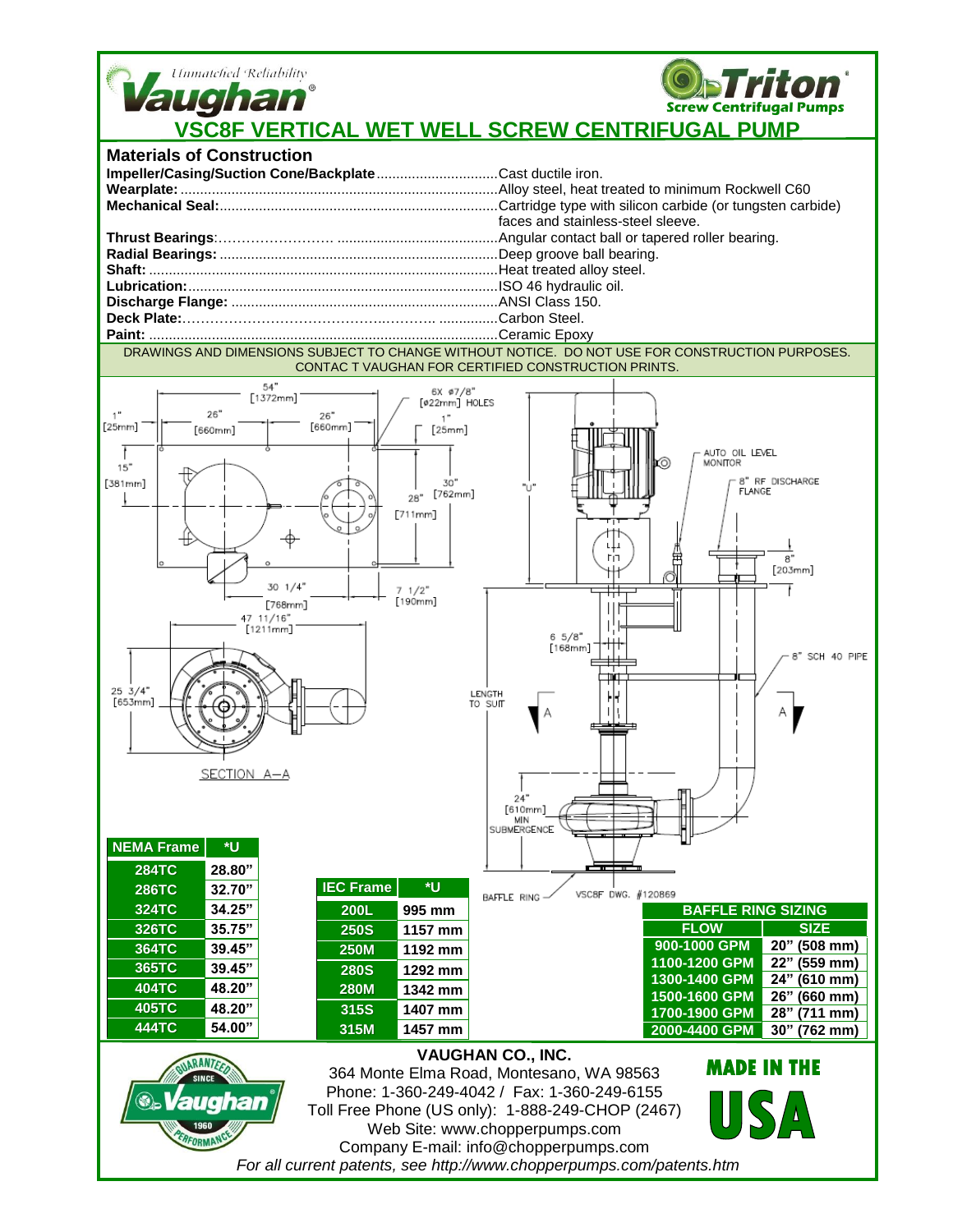Unmatched Reliability **Vaughan** — **Triton** Screw Centrifugal Pumps

# VSC8F VERTICAL WET WELL SCREW CENTRIFUGAL PUMP

## Materials of Construction

**Impeller/Casing/Suction Cone/Backplate**..............................Cast ductile iron.
**Wearplate:**...............................................................................Alloy steel, heat treated to minimum Rockwell C60
**Mechanical Seal:**......................................................................Cartridge type with silicon carbide (or tungsten carbide) faces and stainless-steel sleeve.
**Thrust Bearings**:.........................................................................Angular contact ball or tapered roller bearing.
**Radial Bearings:**......................................................................Deep groove ball bearing.
**Shaft:**.......................................................................................Heat treated alloy steel.
**Lubrication:**.............................................................................ISO 46 hydraulic oil.
**Discharge Flange:**...................................................................ANSI Class 150.
**Deck Plate:**..............................................................................Carbon Steel.
**Paint:**.......................................................................................Ceramic Epoxy

DRAWINGS AND DIMENSIONS SUBJECT TO CHANGE WITHOUT NOTICE. DO NOT USE FOR CONSTRUCTION PURPOSES. CONTAC T VAUGHAN FOR CERTIFIED CONSTRUCTION PRINTS.

54" [1372mm]; 26" [660mm]; 26" [660mm]; 1" [25mm]; 1" [25mm]; 6X ⌀7/8" [⌀22mm] HOLES; 15" [381mm]; 30" [762mm]; 28" [711mm]; 30 1/4" [768mm]; 7 1/2" [190mm]; 47 11/16" [1211mm]; 25 3/4" [653mm]; SECTION A–A

"U"; AUTO OIL LEVEL MONITOR; 8" RF DISCHARGE FLANGE; 8" [203mm]; 6 5/8" [168mm]; 8" SCH 40 PIPE; LENGTH TO SUIT; A; A; 24" [610mm] MIN SUBMERGENCE; BAFFLE RING; VSC8F DWG. #120869

| NEMA Frame | *U |
|---|---|
| 284TC | 28.80" |
| 286TC | 32.70" |
| 324TC | 34.25" |
| 326TC | 35.75" |
| 364TC | 39.45" |
| 365TC | 39.45" |
| 404TC | 48.20" |
| 405TC | 48.20" |
| 444TC | 54.00" |

| IEC Frame | *U |
|---|---|
| 200L | 995 mm |
| 250S | 1157 mm |
| 250M | 1192 mm |
| 280S | 1292 mm |
| 280M | 1342 mm |
| 315S | 1407 mm |
| 315M | 1457 mm |

| BAFFLE RING SIZING | |
|---|---|
| FLOW | SIZE |
| 900-1000 GPM | 20" (508 mm) |
| 1100-1200 GPM | 22" (559 mm) |
| 1300-1400 GPM | 24" (610 mm) |
| 1500-1600 GPM | 26" (660 mm) |
| 1700-1900 GPM | 28" (711 mm) |
| 2000-4400 GPM | 30" (762 mm) |

**VAUGHAN CO., INC.**
364 Monte Elma Road, Montesano, WA 98563
Phone: 1-360-249-4042 / Fax: 1-360-249-6155
Toll Free Phone (US only): 1-888-249-CHOP (2467)
Web Site: www.chopperpumps.com
Company E-mail: info@chopperpumps.com

*For all current patents, see http://www.chopperpumps.com/patents.htm*

GUARANTEED PERFORMANCE SINCE 1960 — Vaughan

MADE IN THE USA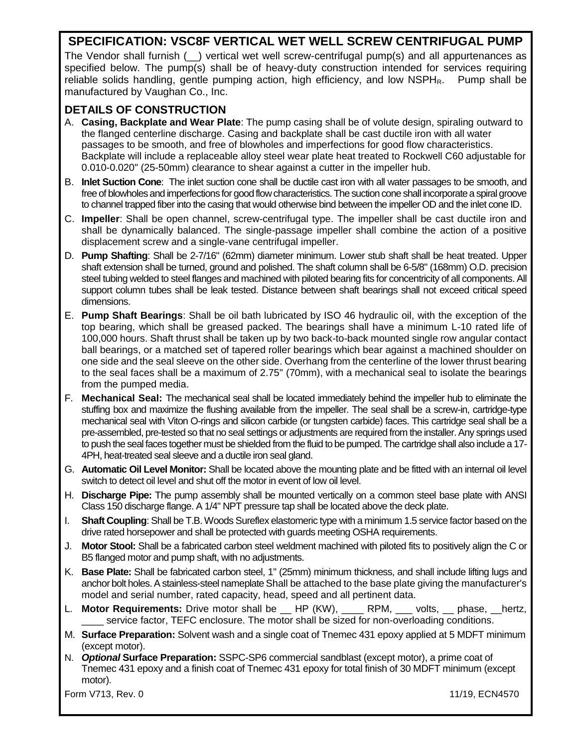## SPECIFICATION: VSC8F VERTICAL WET WELL SCREW CENTRIFUGAL PUMP

The Vendor shall furnish (__) vertical wet well screw-centrifugal pump(s) and all appurtenances as specified below. The pump(s) shall be of heavy-duty construction intended for services requiring reliable solids handling, gentle pumping action, high efficiency, and low $NSPH_R$. Pump shall be manufactured by Vaughan Co., Inc.

### DETAILS OF CONSTRUCTION

A. **Casing, Backplate and Wear Plate**: The pump casing shall be of volute design, spiraling outward to the flanged centerline discharge. Casing and backplate shall be cast ductile iron with all water passages to be smooth, and free of blowholes and imperfections for good flow characteristics. Backplate will include a replaceable alloy steel wear plate heat treated to Rockwell C60 adjustable for 0.010-0.020" (25-50mm) clearance to shear against a cutter in the impeller hub.

B. **Inlet Suction Cone**: The inlet suction cone shall be ductile cast iron with all water passages to be smooth, and free of blowholes and imperfections for good flow characteristics. The suction cone shall incorporate a spiral groove to channel trapped fiber into the casing that would otherwise bind between the impeller OD and the inlet cone ID.

C. **Impeller**: Shall be open channel, screw-centrifugal type. The impeller shall be cast ductile iron and shall be dynamically balanced. The single-passage impeller shall combine the action of a positive displacement screw and a single-vane centrifugal impeller.

D. **Pump Shafting**: Shall be 2-7/16" (62mm) diameter minimum. Lower stub shaft shall be heat treated. Upper shaft extension shall be turned, ground and polished. The shaft column shall be 6-5/8" (168mm) O.D. precision steel tubing welded to steel flanges and machined with piloted bearing fits for concentricity of all components. All support column tubes shall be leak tested. Distance between shaft bearings shall not exceed critical speed dimensions.

E. **Pump Shaft Bearings**: Shall be oil bath lubricated by ISO 46 hydraulic oil, with the exception of the top bearing, which shall be greased packed. The bearings shall have a minimum L-10 rated life of 100,000 hours. Shaft thrust shall be taken up by two back-to-back mounted single row angular contact ball bearings, or a matched set of tapered roller bearings which bear against a machined shoulder on one side and the seal sleeve on the other side. Overhang from the centerline of the lower thrust bearing to the seal faces shall be a maximum of 2.75" (70mm), with a mechanical seal to isolate the bearings from the pumped media.

F. **Mechanical Seal:** The mechanical seal shall be located immediately behind the impeller hub to eliminate the stuffing box and maximize the flushing available from the impeller. The seal shall be a screw-in, cartridge-type mechanical seal with Viton O-rings and silicon carbide (or tungsten carbide) faces. This cartridge seal shall be a pre-assembled, pre-tested so that no seal settings or adjustments are required from the installer. Any springs used to push the seal faces together must be shielded from the fluid to be pumped. The cartridge shall also include a 17-4PH, heat-treated seal sleeve and a ductile iron seal gland.

G. **Automatic Oil Level Monitor:** Shall be located above the mounting plate and be fitted with an internal oil level switch to detect oil level and shut off the motor in event of low oil level.

H. **Discharge Pipe:** The pump assembly shall be mounted vertically on a common steel base plate with ANSI Class 150 discharge flange. A 1/4" NPT pressure tap shall be located above the deck plate.

I. **Shaft Coupling**: Shall be T.B. Woods Sureflex elastomeric type with a minimum 1.5 service factor based on the drive rated horsepower and shall be protected with guards meeting OSHA requirements.

J. **Motor Stool:** Shall be a fabricated carbon steel weldment machined with piloted fits to positively align the C or B5 flanged motor and pump shaft, with no adjustments.

K. **Base Plate:** Shall be fabricated carbon steel, 1" (25mm) minimum thickness, and shall include lifting lugs and anchor bolt holes. A stainless-steel nameplate Shall be attached to the base plate giving the manufacturer's model and serial number, rated capacity, head, speed and all pertinent data.

L. **Motor Requirements:** Drive motor shall be __ HP (KW), ____ RPM, ___ volts, __ phase, __hertz, ____ service factor, TEFC enclosure. The motor shall be sized for non-overloading conditions.

M. **Surface Preparation:** Solvent wash and a single coat of Tnemec 431 epoxy applied at 5 MDFT minimum (except motor).

N. ***Optional* Surface Preparation:** SSPC-SP6 commercial sandblast (except motor), a prime coat of Tnemec 431 epoxy and a finish coat of Tnemec 431 epoxy for total finish of 30 MDFT minimum (except motor).

Form V713, Rev. 0 11/19, ECN4570